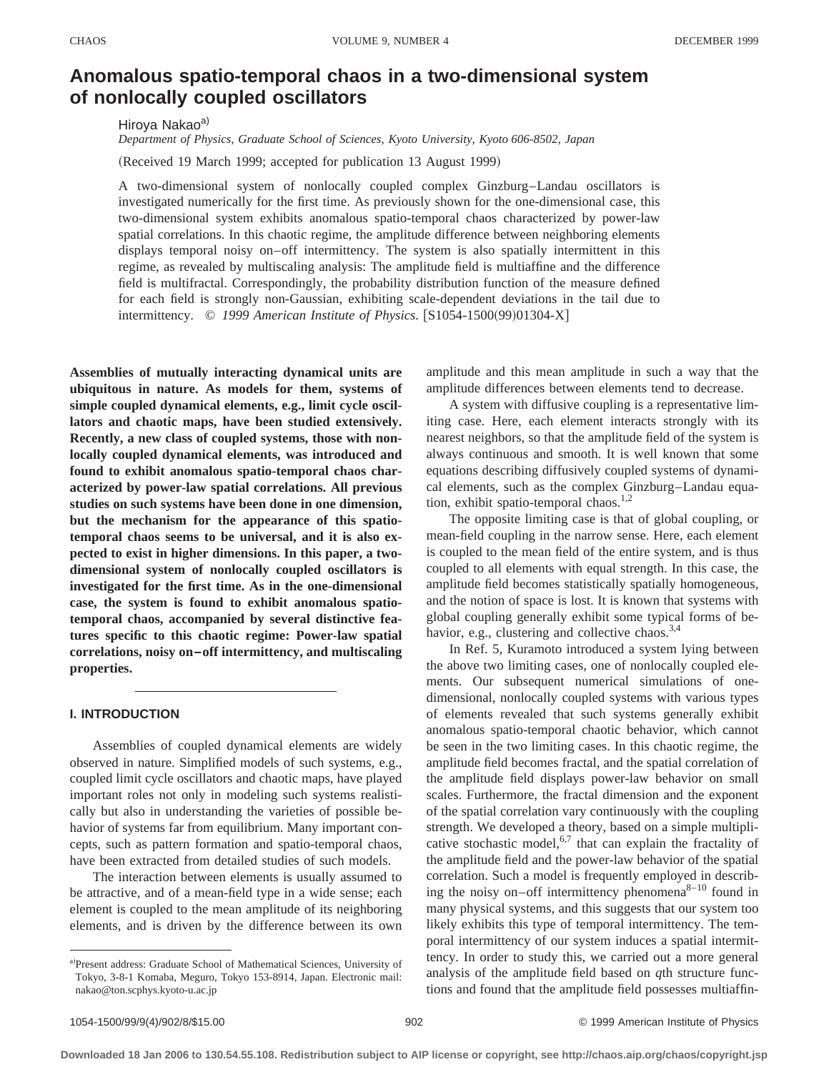# Anomalous spatio-temporal chaos in a two-dimensional system of nonlocally coupled oscillators

Hiroya Nakao[a]

*Department of Physics, Graduate School of Sciences, Kyoto University, Kyoto 606-8502, Japan*

(Received 19 March 1999; accepted for publication 13 August 1999)

A two-dimensional system of nonlocally coupled complex Ginzburg–Landau oscillators is investigated numerically for the first time. As previously shown for the one-dimensional case, this two-dimensional system exhibits anomalous spatio-temporal chaos characterized by power-law spatial correlations. In this chaotic regime, the amplitude difference between neighboring elements displays temporal noisy on–off intermittency. The system is also spatially intermittent in this regime, as revealed by multiscaling analysis: The amplitude field is multiaffine and the difference field is multifractal. Correspondingly, the probability distribution function of the measure defined for each field is strongly non-Gaussian, exhibiting scale-dependent deviations in the tail due to intermittency. © *1999 American Institute of Physics.* [S1054-1500(99)01304-X]

**Assemblies of mutually interacting dynamical units are ubiquitous in nature. As models for them, systems of simple coupled dynamical elements, e.g., limit cycle oscillators and chaotic maps, have been studied extensively. Recently, a new class of coupled systems, those with nonlocally coupled dynamical elements, was introduced and found to exhibit anomalous spatio-temporal chaos characterized by power-law spatial correlations. All previous studies on such systems have been done in one dimension, but the mechanism for the appearance of this spatio-temporal chaos seems to be universal, and it is also expected to exist in higher dimensions. In this paper, a two-dimensional system of nonlocally coupled oscillators is investigated for the first time. As in the one-dimensional case, the system is found to exhibit anomalous spatio-temporal chaos, accompanied by several distinctive features specific to this chaotic regime: Power-law spatial correlations, noisy on–off intermittency, and multiscaling properties.**

## I. INTRODUCTION

Assemblies of coupled dynamical elements are widely observed in nature. Simplified models of such systems, e.g., coupled limit cycle oscillators and chaotic maps, have played important roles not only in modeling such systems realistically but also in understanding the varieties of possible behavior of systems far from equilibrium. Many important concepts, such as pattern formation and spatio-temporal chaos, have been extracted from detailed studies of such models.

The interaction between elements is usually assumed to be attractive, and of a mean-field type in a wide sense; each element is coupled to the mean amplitude of its neighboring elements, and is driven by the difference between its own amplitude and this mean amplitude in such a way that the amplitude differences between elements tend to decrease.

A system with diffusive coupling is a representative limiting case. Here, each element interacts strongly with its nearest neighbors, so that the amplitude field of the system is always continuous and smooth. It is well known that some equations describing diffusively coupled systems of dynamical elements, such as the complex Ginzburg–Landau equation, exhibit spatio-temporal chaos.[1,2]

The opposite limiting case is that of global coupling, or mean-field coupling in the narrow sense. Here, each element is coupled to the mean field of the entire system, and is thus coupled to all elements with equal strength. In this case, the amplitude field becomes statistically spatially homogeneous, and the notion of space is lost. It is known that systems with global coupling generally exhibit some typical forms of behavior, e.g., clustering and collective chaos.[3,4]

In Ref. 5, Kuramoto introduced a system lying between the above two limiting cases, one of nonlocally coupled elements. Our subsequent numerical simulations of one-dimensional, nonlocally coupled systems with various types of elements revealed that such systems generally exhibit anomalous spatio-temporal chaotic behavior, which cannot be seen in the two limiting cases. In this chaotic regime, the amplitude field becomes fractal, and the spatial correlation of the amplitude field displays power-law behavior on small scales. Furthermore, the fractal dimension and the exponent of the spatial correlation vary continuously with the coupling strength. We developed a theory, based on a simple multiplicative stochastic model,[6,7] that can explain the fractality of the amplitude field and the power-law behavior of the spatial correlation. Such a model is frequently employed in describing the noisy on–off intermittency phenomena[8–10] found in many physical systems, and this suggests that our system too likely exhibits this type of temporal intermittency. The temporal intermittency of our system induces a spatial intermittency. In order to study this, we carried out a more general analysis of the amplitude field based on $q$th structure functions and found that the amplitude field possesses multiaffin-

[a]Present address: Graduate School of Mathematical Sciences, University of Tokyo, 3-8-1 Komaba, Meguro, Tokyo 153-8914, Japan. Electronic mail: nakao@ton.scphys.kyoto-u.ac.jp

1054-1500/99/9(4)/902/8/$15.00 © 1999 American Institute of Physics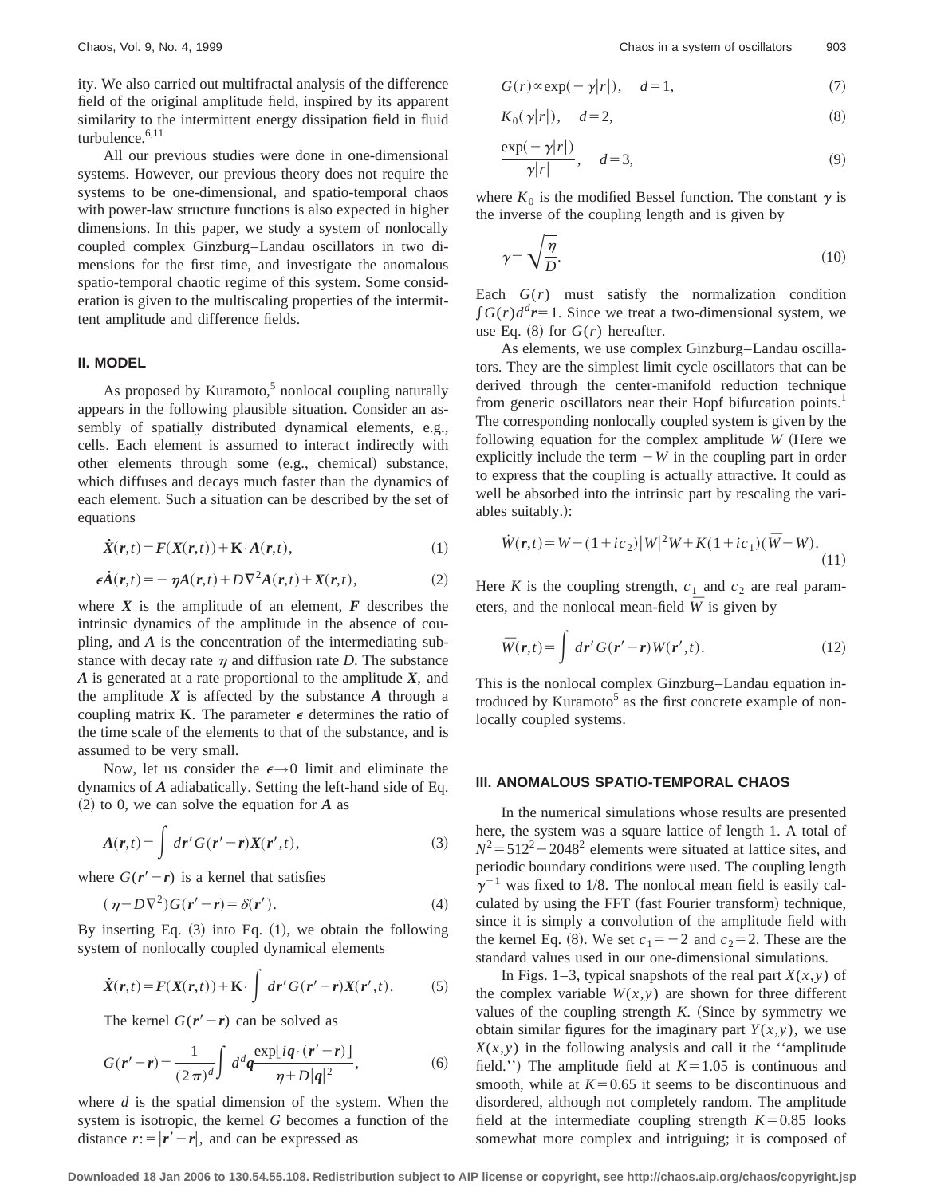ity. We also carried out multifractal analysis of the difference field of the original amplitude field, inspired by its apparent similarity to the intermittent energy dissipation field in fluid turbulence.[6,11]

All our previous studies were done in one-dimensional systems. However, our previous theory does not require the systems to be one-dimensional, and spatio-temporal chaos with power-law structure functions is also expected in higher dimensions. In this paper, we study a system of nonlocally coupled complex Ginzburg–Landau oscillators in two dimensions for the first time, and investigate the anomalous spatio-temporal chaotic regime of this system. Some consideration is given to the multiscaling properties of the intermittent amplitude and difference fields.

## II. MODEL

As proposed by Kuramoto,[5] nonlocal coupling naturally appears in the following plausible situation. Consider an assembly of spatially distributed dynamical elements, e.g., cells. Each element is assumed to interact indirectly with other elements through some (e.g., chemical) substance, which diffuses and decays much faster than the dynamics of each element. Such a situation can be described by the set of equations

$$\dot{\boldsymbol{X}}(\boldsymbol{r},t)=\boldsymbol{F}(\boldsymbol{X}(\boldsymbol{r},t))+\mathbf{K}\cdot\boldsymbol{A}(\boldsymbol{r},t), \tag{1}$$

$$\epsilon\dot{\boldsymbol{A}}(\boldsymbol{r},t)=-\eta\boldsymbol{A}(\boldsymbol{r},t)+D\nabla^2\boldsymbol{A}(\boldsymbol{r},t)+\boldsymbol{X}(\boldsymbol{r},t), \tag{2}$$

where $\boldsymbol{X}$ is the amplitude of an element, $\boldsymbol{F}$ describes the intrinsic dynamics of the amplitude in the absence of coupling, and $\boldsymbol{A}$ is the concentration of the intermediating substance with decay rate $\eta$ and diffusion rate $D$. The substance $\boldsymbol{A}$ is generated at a rate proportional to the amplitude $\boldsymbol{X}$, and the amplitude $\boldsymbol{X}$ is affected by the substance $\boldsymbol{A}$ through a coupling matrix $\mathbf{K}$. The parameter $\epsilon$ determines the ratio of the time scale of the elements to that of the substance, and is assumed to be very small.

Now, let us consider the $\epsilon\to 0$ limit and eliminate the dynamics of $\boldsymbol{A}$ adiabatically. Setting the left-hand side of Eq. (2) to 0, we can solve the equation for $\boldsymbol{A}$ as

$$\boldsymbol{A}(\boldsymbol{r},t)=\int d\boldsymbol{r}'\,G(\boldsymbol{r}'-\boldsymbol{r})\boldsymbol{X}(\boldsymbol{r}',t), \tag{3}$$

where $G(\boldsymbol{r}'-\boldsymbol{r})$ is a kernel that satisfies

$$(\eta-D\nabla^2)G(\boldsymbol{r}'-\boldsymbol{r})=\delta(\boldsymbol{r}'). \tag{4}$$

By inserting Eq. (3) into Eq. (1), we obtain the following system of nonlocally coupled dynamical elements

$$\dot{\boldsymbol{X}}(\boldsymbol{r},t)=\boldsymbol{F}(\boldsymbol{X}(\boldsymbol{r},t))+\mathbf{K}\cdot\int d\boldsymbol{r}'\,G(\boldsymbol{r}'-\boldsymbol{r})\boldsymbol{X}(\boldsymbol{r}',t). \tag{5}$$

The kernel $G(\boldsymbol{r}'-\boldsymbol{r})$ can be solved as

$$G(\boldsymbol{r}'-\boldsymbol{r})=\frac{1}{(2\pi)^d}\int d^d\boldsymbol{q}\frac{\exp[i\boldsymbol{q}\cdot(\boldsymbol{r}'-\boldsymbol{r})]}{\eta+D|\boldsymbol{q}|^2}, \tag{6}$$

where $d$ is the spatial dimension of the system. When the system is isotropic, the kernel $G$ becomes a function of the distance $r:=|\boldsymbol{r}'-\boldsymbol{r}|$, and can be expressed as

$$G(r)\propto\exp(-\gamma|r|),\quad d=1, \tag{7}$$

$$K_0(\gamma|r|),\quad d=2, \tag{8}$$

$$\frac{\exp(-\gamma|r|)}{\gamma|r|},\quad d=3, \tag{9}$$

where $K_0$ is the modified Bessel function. The constant $\gamma$ is the inverse of the coupling length and is given by

$$\gamma=\sqrt{\frac{\eta}{D}}. \tag{10}$$

Each $G(r)$ must satisfy the normalization condition $\int G(r)d^d\boldsymbol{r}=1$. Since we treat a two-dimensional system, we use Eq. (8) for $G(r)$ hereafter.

As elements, we use complex Ginzburg–Landau oscillators. They are the simplest limit cycle oscillators that can be derived through the center-manifold reduction technique from generic oscillators near their Hopf bifurcation points.[1] The corresponding nonlocally coupled system is given by the following equation for the complex amplitude $W$ (Here we explicitly include the term $-W$ in the coupling part in order to express that the coupling is actually attractive. It could as well be absorbed into the intrinsic part by rescaling the variables suitably.):

$$\dot{W}(\boldsymbol{r},t)=W-(1+ic_2)|W|^2W+K(1+ic_1)(\bar{W}-W). \tag{11}$$

Here $K$ is the coupling strength, $c_1$ and $c_2$ are real parameters, and the nonlocal mean-field $\bar{W}$ is given by

$$\bar{W}(\boldsymbol{r},t)=\int d\boldsymbol{r}'\,G(\boldsymbol{r}'-\boldsymbol{r})W(\boldsymbol{r}',t). \tag{12}$$

This is the nonlocal complex Ginzburg–Landau equation introduced by Kuramoto[5] as the first concrete example of nonlocally coupled systems.

## III. ANOMALOUS SPATIO-TEMPORAL CHAOS

In the numerical simulations whose results are presented here, the system was a square lattice of length 1. A total of $N^2=512^2-2048^2$ elements were situated at lattice sites, and periodic boundary conditions were used. The coupling length $\gamma^{-1}$ was fixed to 1/8. The nonlocal mean field is easily calculated by using the FFT (fast Fourier transform) technique, since it is simply a convolution of the amplitude field with the kernel Eq. (8). We set $c_1=-2$ and $c_2=2$. These are the standard values used in our one-dimensional simulations.

In Figs. 1–3, typical snapshots of the real part $X(x,y)$ of the complex variable $W(x,y)$ are shown for three different values of the coupling strength $K$. (Since by symmetry we obtain similar figures for the imaginary part $Y(x,y)$, we use $X(x,y)$ in the following analysis and call it the ''amplitude field.'') The amplitude field at $K=1.05$ is continuous and smooth, while at $K=0.65$ it seems to be discontinuous and disordered, although not completely random. The amplitude field at the intermediate coupling strength $K=0.85$ looks somewhat more complex and intriguing; it is composed of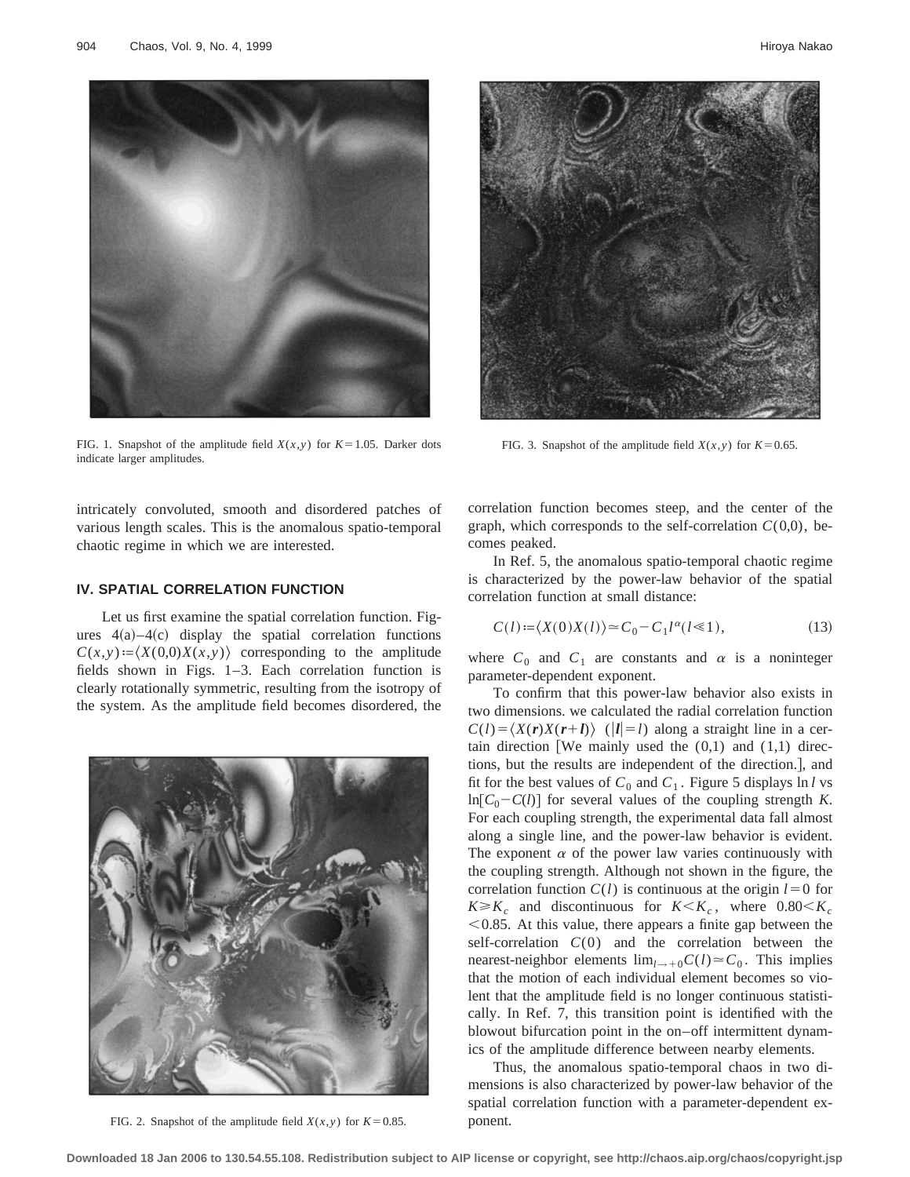FIG. 1. Snapshot of the amplitude field $X(x,y)$ for $K=1.05$. Darker dots indicate larger amplitudes.

FIG. 3. Snapshot of the amplitude field $X(x,y)$ for $K=0.65$.

FIG. 2. Snapshot of the amplitude field $X(x,y)$ for $K=0.85$.

intricately convoluted, smooth and disordered patches of various length scales. This is the anomalous spatio-temporal chaotic regime in which we are interested.

## IV. SPATIAL CORRELATION FUNCTION

Let us first examine the spatial correlation function. Figures 4(a)–4(c) display the spatial correlation functions $C(x,y) := \langle X(0,0)X(x,y)\rangle$ corresponding to the amplitude fields shown in Figs. 1–3. Each correlation function is clearly rotationally symmetric, resulting from the isotropy of the system. As the amplitude field becomes disordered, the correlation function becomes steep, and the center of the graph, which corresponds to the self-correlation $C(0,0)$, becomes peaked.

In Ref. 5, the anomalous spatio-temporal chaotic regime is characterized by the power-law behavior of the spatial correlation function at small distance:

$$C(l) := \langle X(0)X(l)\rangle \simeq C_0 - C_1 l^{\alpha} (l \ll 1), \tag{13}$$

where $C_0$ and $C_1$ are constants and $\alpha$ is a noninteger parameter-dependent exponent.

To confirm that this power-law behavior also exists in two dimensions. we calculated the radial correlation function $C(l) = \langle X(\boldsymbol{r})X(\boldsymbol{r}+\boldsymbol{l})\rangle$ $(|\boldsymbol{l}|=l)$ along a straight line in a certain direction [We mainly used the (0,1) and (1,1) directions, but the results are independent of the direction.], and fit for the best values of $C_0$ and $C_1$. Figure 5 displays $\ln l$ vs $\ln[C_0 - C(l)]$ for several values of the coupling strength $K$. For each coupling strength, the experimental data fall almost along a single line, and the power-law behavior is evident. The exponent $\alpha$ of the power law varies continuously with the coupling strength. Although not shown in the figure, the correlation function $C(l)$ is continuous at the origin $l=0$ for $K \geqslant K_c$ and discontinuous for $K < K_c$, where $0.80 < K_c < 0.85$. At this value, there appears a finite gap between the self-correlation $C(0)$ and the correlation between the nearest-neighbor elements $\lim_{l\to+0} C(l) \simeq C_0$. This implies that the motion of each individual element becomes so violent that the amplitude field is no longer continuous statistically. In Ref. 7, this transition point is identified with the blowout bifurcation point in the on–off intermittent dynamics of the amplitude difference between nearby elements.

Thus, the anomalous spatio-temporal chaos in two dimensions is also characterized by power-law behavior of the spatial correlation function with a parameter-dependent exponent.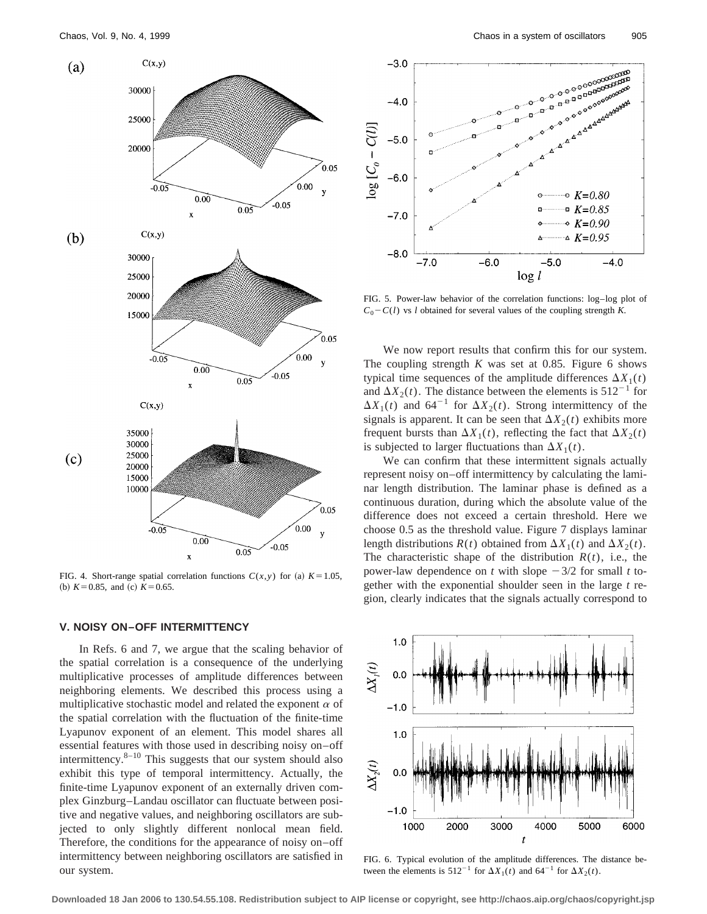FIG. 4. Short-range spatial correlation functions $C(x,y)$ for (a) $K=1.05$, (b) $K=0.85$, and (c) $K=0.65$.

FIG. 5. Power-law behavior of the correlation functions: log–log plot of $C_0 - C(l)$ vs $l$ obtained for several values of the coupling strength $K$.

## V. NOISY ON–OFF INTERMITTENCY

In Refs. 6 and 7, we argue that the scaling behavior of the spatial correlation is a consequence of the underlying multiplicative processes of amplitude differences between neighboring elements. We described this process using a multiplicative stochastic model and related the exponent $\alpha$ of the spatial correlation with the fluctuation of the finite-time Lyapunov exponent of an element. This model shares all essential features with those used in describing noisy on–off intermittency.[8–10] This suggests that our system should also exhibit this type of temporal intermittency. Actually, the finite-time Lyapunov exponent of an externally driven complex Ginzburg–Landau oscillator can fluctuate between positive and negative values, and neighboring oscillators are subjected to only slightly different nonlocal mean field. Therefore, the conditions for the appearance of noisy on–off intermittency between neighboring oscillators are satisfied in our system.

We now report results that confirm this for our system. The coupling strength $K$ was set at 0.85. Figure 6 shows typical time sequences of the amplitude differences $\Delta X_1(t)$ and $\Delta X_2(t)$. The distance between the elements is $512^{-1}$ for $\Delta X_1(t)$ and $64^{-1}$ for $\Delta X_2(t)$. Strong intermittency of the signals is apparent. It can be seen that $\Delta X_2(t)$ exhibits more frequent bursts than $\Delta X_1(t)$, reflecting the fact that $\Delta X_2(t)$ is subjected to larger fluctuations than $\Delta X_1(t)$.

We can confirm that these intermittent signals actually represent noisy on–off intermittency by calculating the laminar length distribution. The laminar phase is defined as a continuous duration, during which the absolute value of the difference does not exceed a certain threshold. Here we choose 0.5 as the threshold value. Figure 7 displays laminar length distributions $R(t)$ obtained from $\Delta X_1(t)$ and $\Delta X_2(t)$. The characteristic shape of the distribution $R(t)$, i.e., the power-law dependence on $t$ with slope $-3/2$ for small $t$ together with the exponential shoulder seen in the large $t$ region, clearly indicates that the signals actually correspond to

FIG. 6. Typical evolution of the amplitude differences. The distance between the elements is $512^{-1}$ for $\Delta X_1(t)$ and $64^{-1}$ for $\Delta X_2(t)$.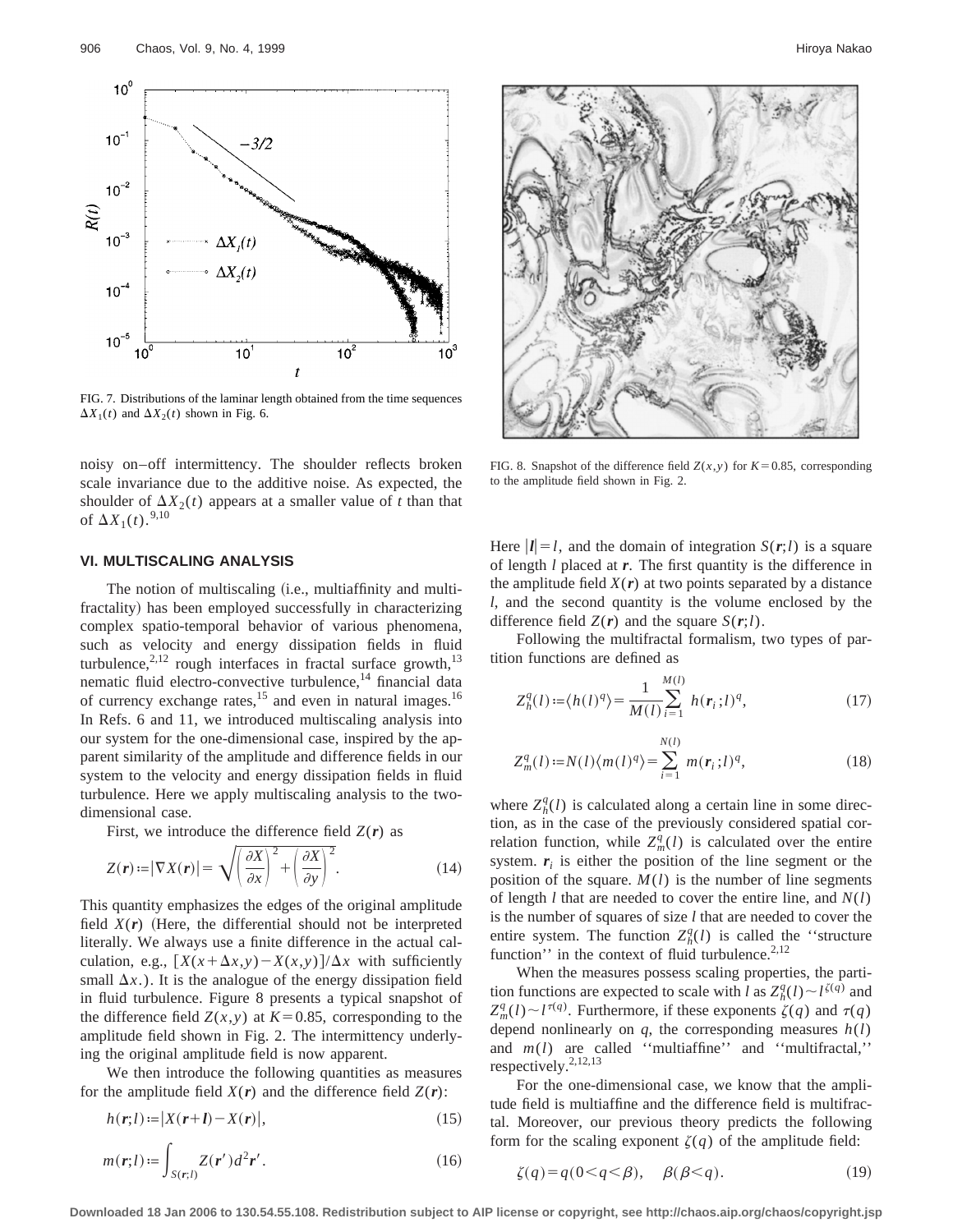FIG. 7. Distributions of the laminar length obtained from the time sequences $\Delta X_1(t)$ and $\Delta X_2(t)$ shown in Fig. 6.

FIG. 8. Snapshot of the difference field $Z(x,y)$ for $K=0.85$, corresponding to the amplitude field shown in Fig. 2.

noisy on–off intermittency. The shoulder reflects broken scale invariance due to the additive noise. As expected, the shoulder of $\Delta X_2(t)$ appears at a smaller value of $t$ than that of $\Delta X_1(t)$.[9,10]

## VI. MULTISCALING ANALYSIS

The notion of multiscaling (i.e., multiaffinity and multifractality) has been employed successfully in characterizing complex spatio-temporal behavior of various phenomena, such as velocity and energy dissipation fields in fluid turbulence,[2,12] rough interfaces in fractal surface growth,[13] nematic fluid electro-convective turbulence,[14] financial data of currency exchange rates,[15] and even in natural images.[16] In Refs. 6 and 11, we introduced multiscaling analysis into our system for the one-dimensional case, inspired by the apparent similarity of the amplitude and difference fields in our system to the velocity and energy dissipation fields in fluid turbulence. Here we apply multiscaling analysis to the two-dimensional case.

First, we introduce the difference field $Z(\boldsymbol{r})$ as

$$Z(\boldsymbol{r}) := |\nabla X(\boldsymbol{r})| = \sqrt{\left(\frac{\partial X}{\partial x}\right)^2 + \left(\frac{\partial X}{\partial y}\right)^2}. \tag{14}$$

This quantity emphasizes the edges of the original amplitude field $X(\boldsymbol{r})$ (Here, the differential should not be interpreted literally. We always use a finite difference in the actual calculation, e.g., $[X(x+\Delta x, y) - X(x,y)]/\Delta x$ with sufficiently small $\Delta x$.). It is the analogue of the energy dissipation field in fluid turbulence. Figure 8 presents a typical snapshot of the difference field $Z(x,y)$ at $K=0.85$, corresponding to the amplitude field shown in Fig. 2. The intermittency underlying the original amplitude field is now apparent.

We then introduce the following quantities as measures for the amplitude field $X(\boldsymbol{r})$ and the difference field $Z(\boldsymbol{r})$:

$$h(\boldsymbol{r};l) := |X(\boldsymbol{r}+\boldsymbol{l}) - X(\boldsymbol{r})|, \tag{15}$$

$$m(\boldsymbol{r};l) := \int_{S(\boldsymbol{r};l)} Z(\boldsymbol{r}')\, d^2\boldsymbol{r}'. \tag{16}$$

Here $|\boldsymbol{l}| = l$, and the domain of integration $S(\boldsymbol{r};l)$ is a square of length $l$ placed at $\boldsymbol{r}$. The first quantity is the difference in the amplitude field $X(\boldsymbol{r})$ at two points separated by a distance $l$, and the second quantity is the volume enclosed by the difference field $Z(\boldsymbol{r})$ and the square $S(\boldsymbol{r};l)$.

Following the multifractal formalism, two types of partition functions are defined as

$$Z_h^q(l) := \langle h(l)^q \rangle = \frac{1}{M(l)} \sum_{i=1}^{M(l)} h(\boldsymbol{r}_i;l)^q, \tag{17}$$

$$Z_m^q(l) := N(l) \langle m(l)^q \rangle = \sum_{i=1}^{N(l)} m(\boldsymbol{r}_i;l)^q, \tag{18}$$

where $Z_h^q(l)$ is calculated along a certain line in some direction, as in the case of the previously considered spatial correlation function, while $Z_m^q(l)$ is calculated over the entire system. $\boldsymbol{r}_i$ is either the position of the line segment or the position of the square. $M(l)$ is the number of line segments of length $l$ that are needed to cover the entire line, and $N(l)$ is the number of squares of size $l$ that are needed to cover the entire system. The function $Z_h^q(l)$ is called the "structure function" in the context of fluid turbulence.[2,12]

When the measures possess scaling properties, the partition functions are expected to scale with $l$ as $Z_h^q(l) \sim l^{\zeta(q)}$ and $Z_m^q(l) \sim l^{\tau(q)}$. Furthermore, if these exponents $\zeta(q)$ and $\tau(q)$ depend nonlinearly on $q$, the corresponding measures $h(l)$ and $m(l)$ are called "multiaffine" and "multifractal," respectively.[2,12,13]

For the one-dimensional case, we know that the amplitude field is multiaffine and the difference field is multifractal. Moreover, our previous theory predicts the following form for the scaling exponent $\zeta(q)$ of the amplitude field:

$$\zeta(q) = q \,(0 < q < \beta), \quad \beta \,(\beta < q). \tag{19}$$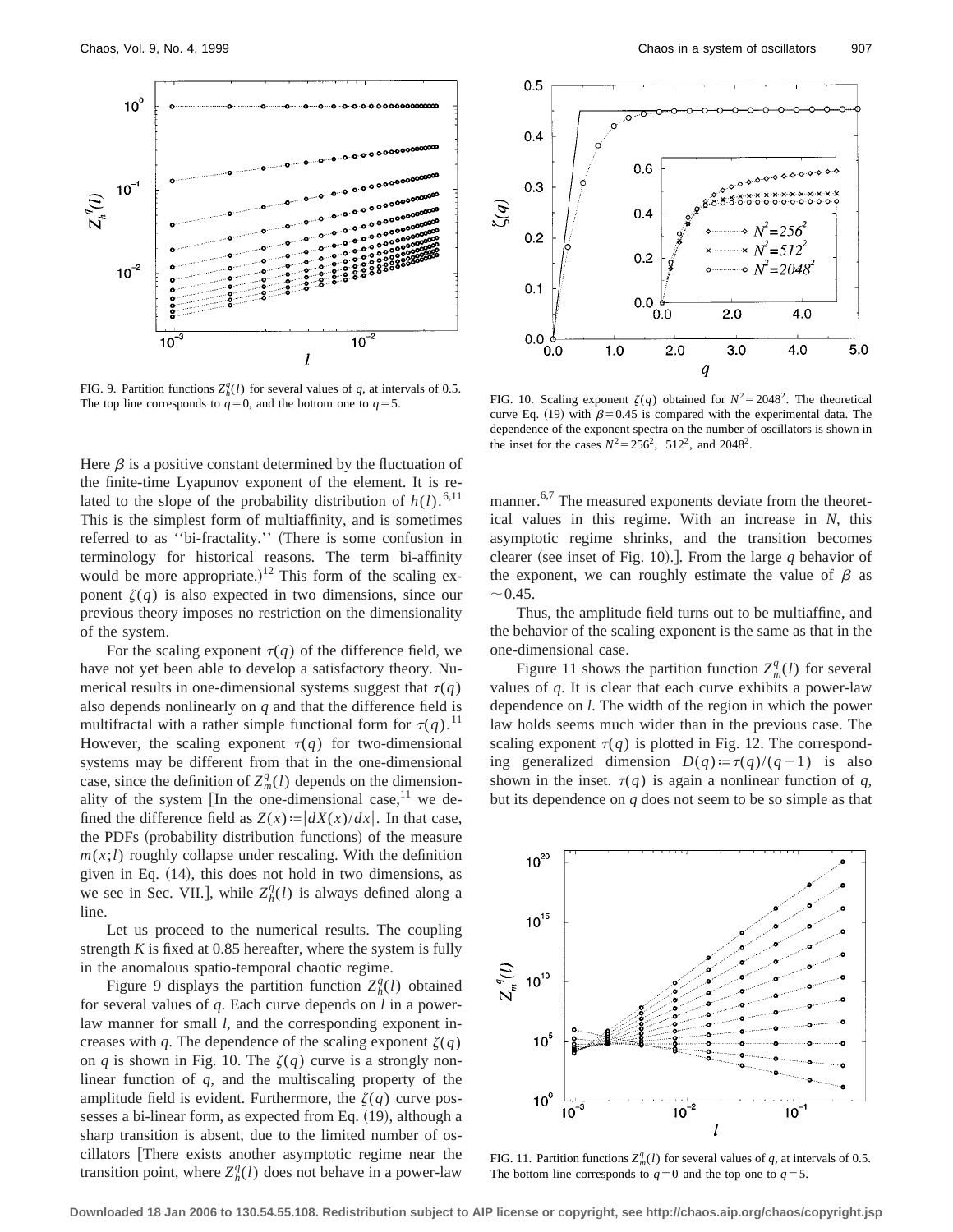FIG. 9. Partition functions $Z_h^q(l)$ for several values of $q$, at intervals of 0.5. The top line corresponds to $q=0$, and the bottom one to $q=5$.

FIG. 10. Scaling exponent $\zeta(q)$ obtained for $N^2=2048^2$. The theoretical curve Eq. (19) with $\beta=0.45$ is compared with the experimental data. The dependence of the exponent spectra on the number of oscillators is shown in the inset for the cases $N^2=256^2$, $512^2$, and $2048^2$.

Here $\beta$ is a positive constant determined by the fluctuation of the finite-time Lyapunov exponent of the element. It is related to the slope of the probability distribution of $h(l)$.[6,11] This is the simplest form of multiaffinity, and is sometimes referred to as "bi-fractality." (There is some confusion in terminology for historical reasons. The term bi-affinity would be more appropriate.)[12] This form of the scaling exponent $\zeta(q)$ is also expected in two dimensions, since our previous theory imposes no restriction on the dimensionality of the system.

For the scaling exponent $\tau(q)$ of the difference field, we have not yet been able to develop a satisfactory theory. Numerical results in one-dimensional systems suggest that $\tau(q)$ also depends nonlinearly on $q$ and that the difference field is multifractal with a rather simple functional form for $\tau(q)$.[11] However, the scaling exponent $\tau(q)$ for two-dimensional systems may be different from that in the one-dimensional case, since the definition of $Z_m^q(l)$ depends on the dimensionality of the system [In the one-dimensional case,[11] we defined the difference field as $Z(x) := |dX(x)/dx|$. In that case, the PDFs (probability distribution functions) of the measure $m(x;l)$ roughly collapse under rescaling. With the definition given in Eq. (14), this does not hold in two dimensions, as we see in Sec. VII.], while $Z_h^q(l)$ is always defined along a line.

Let us proceed to the numerical results. The coupling strength $K$ is fixed at 0.85 hereafter, where the system is fully in the anomalous spatio-temporal chaotic regime.

Figure 9 displays the partition function $Z_h^q(l)$ obtained for several values of $q$. Each curve depends on $l$ in a power-law manner for small $l$, and the corresponding exponent increases with $q$. The dependence of the scaling exponent $\zeta(q)$ on $q$ is shown in Fig. 10. The $\zeta(q)$ curve is a strongly nonlinear function of $q$, and the multiscaling property of the amplitude field is evident. Furthermore, the $\zeta(q)$ curve possesses a bi-linear form, as expected from Eq. (19), although a sharp transition is absent, due to the limited number of oscillators [There exists another asymptotic regime near the transition point, where $Z_h^q(l)$ does not behave in a power-law manner.[6,7] The measured exponents deviate from the theoretical values in this regime. With an increase in $N$, this asymptotic regime shrinks, and the transition becomes clearer (see inset of Fig. 10).]. From the large $q$ behavior of the exponent, we can roughly estimate the value of $\beta$ as $\sim 0.45$.

Thus, the amplitude field turns out to be multiaffine, and the behavior of the scaling exponent is the same as that in the one-dimensional case.

Figure 11 shows the partition function $Z_m^q(l)$ for several values of $q$. It is clear that each curve exhibits a power-law dependence on $l$. The width of the region in which the power law holds seems much wider than in the previous case. The scaling exponent $\tau(q)$ is plotted in Fig. 12. The corresponding generalized dimension $D(q) := \tau(q)/(q-1)$ is also shown in the inset. $\tau(q)$ is again a nonlinear function of $q$, but its dependence on $q$ does not seem to be so simple as that

FIG. 11. Partition functions $Z_m^q(l)$ for several values of $q$, at intervals of 0.5. The bottom line corresponds to $q=0$ and the top one to $q=5$.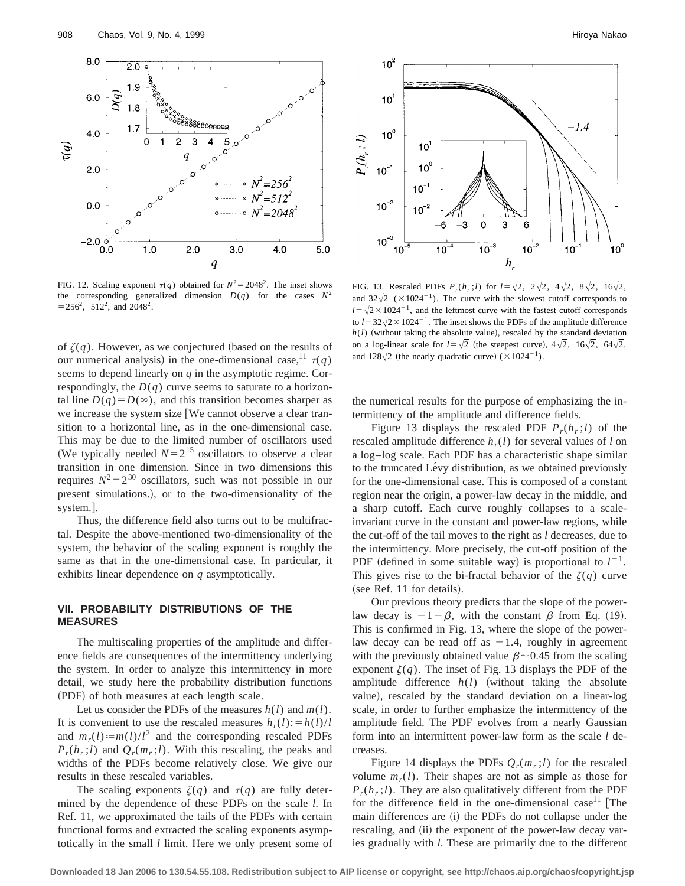FIG. 12. Scaling exponent $\tau(q)$ obtained for $N^2=2048^2$. The inset shows the corresponding generalized dimension $D(q)$ for the cases $N^2=256^2$, $512^2$, and $2048^2$.

FIG. 13. Rescaled PDFs $P_r(h_r;l)$ for $l=\sqrt{2}$, $2\sqrt{2}$, $4\sqrt{2}$, $8\sqrt{2}$, $16\sqrt{2}$, and $32\sqrt{2}$ $(\times 1024^{-1})$. The curve with the slowest cutoff corresponds to $l=\sqrt{2}\times 1024^{-1}$, and the leftmost curve with the fastest cutoff corresponds to $l=32\sqrt{2}\times 1024^{-1}$. The inset shows the PDFs of the amplitude difference $h(l)$ (without taking the absolute value), rescaled by the standard deviation on a log-linear scale for $l=\sqrt{2}$ (the steepest curve), $4\sqrt{2}$, $16\sqrt{2}$, $64\sqrt{2}$, and $128\sqrt{2}$ (the nearly quadratic curve) $(\times 1024^{-1})$.

of $\zeta(q)$. However, as we conjectured (based on the results of our numerical analysis) in the one-dimensional case,[11] $\tau(q)$ seems to depend linearly on $q$ in the asymptotic regime. Correspondingly, the $D(q)$ curve seems to saturate to a horizontal line $D(q)=D(\infty)$, and this transition becomes sharper as we increase the system size [We cannot observe a clear transition to a horizontal line, as in the one-dimensional case. This may be due to the limited number of oscillators used (We typically needed $N=2^{15}$ oscillators to observe a clear transition in one dimension. Since in two dimensions this requires $N^2=2^{30}$ oscillators, such was not possible in our present simulations.), or to the two-dimensionality of the system.].

Thus, the difference field also turns out to be multifractal. Despite the above-mentioned two-dimensionality of the system, the behavior of the scaling exponent is roughly the same as that in the one-dimensional case. In particular, it exhibits linear dependence on $q$ asymptotically.

## VII. PROBABILITY DISTRIBUTIONS OF THE MEASURES

The multiscaling properties of the amplitude and difference fields are consequences of the intermittency underlying the system. In order to analyze this intermittency in more detail, we study here the probability distribution functions (PDF) of both measures at each length scale.

Let us consider the PDFs of the measures $h(l)$ and $m(l)$. It is convenient to use the rescaled measures $h_r(l):=h(l)/l$ and $m_r(l):=m(l)/l^2$ and the corresponding rescaled PDFs $P_r(h_r;l)$ and $Q_r(m_r;l)$. With this rescaling, the peaks and widths of the PDFs become relatively close. We give our results in these rescaled variables.

The scaling exponents $\zeta(q)$ and $\tau(q)$ are fully determined by the dependence of these PDFs on the scale $l$. In Ref. 11, we approximated the tails of the PDFs with certain functional forms and extracted the scaling exponents asymptotically in the small $l$ limit. Here we only present some of the numerical results for the purpose of emphasizing the intermittency of the amplitude and difference fields.

Figure 13 displays the rescaled PDF $P_r(h_r;l)$ of the rescaled amplitude difference $h_r(l)$ for several values of $l$ on a log–log scale. Each PDF has a characteristic shape similar to the truncated Lévy distribution, as we obtained previously for the one-dimensional case. This is composed of a constant region near the origin, a power-law decay in the middle, and a sharp cutoff. Each curve roughly collapses to a scale-invariant curve in the constant and power-law regions, while the cut-off of the tail moves to the right as $l$ decreases, due to the intermittency. More precisely, the cut-off position of the PDF (defined in some suitable way) is proportional to $l^{-1}$. This gives rise to the bi-fractal behavior of the $\zeta(q)$ curve (see Ref. 11 for details).

Our previous theory predicts that the slope of the power-law decay is $-1-\beta$, with the constant $\beta$ from Eq. (19). This is confirmed in Fig. 13, where the slope of the power-law decay can be read off as $-1.4$, roughly in agreement with the previously obtained value $\beta\sim 0.45$ from the scaling exponent $\zeta(q)$. The inset of Fig. 13 displays the PDF of the amplitude difference $h(l)$ (without taking the absolute value), rescaled by the standard deviation on a linear-log scale, in order to further emphasize the intermittency of the amplitude field. The PDF evolves from a nearly Gaussian form into an intermittent power-law form as the scale $l$ decreases.

Figure 14 displays the PDFs $Q_r(m_r;l)$ for the rescaled volume $m_r(l)$. Their shapes are not as simple as those for $P_r(h_r;l)$. They are also qualitatively different from the PDF for the difference field in the one-dimensional case[11] [The main differences are (i) the PDFs do not collapse under the rescaling, and (ii) the exponent of the power-law decay varies gradually with $l$. These are primarily due to the different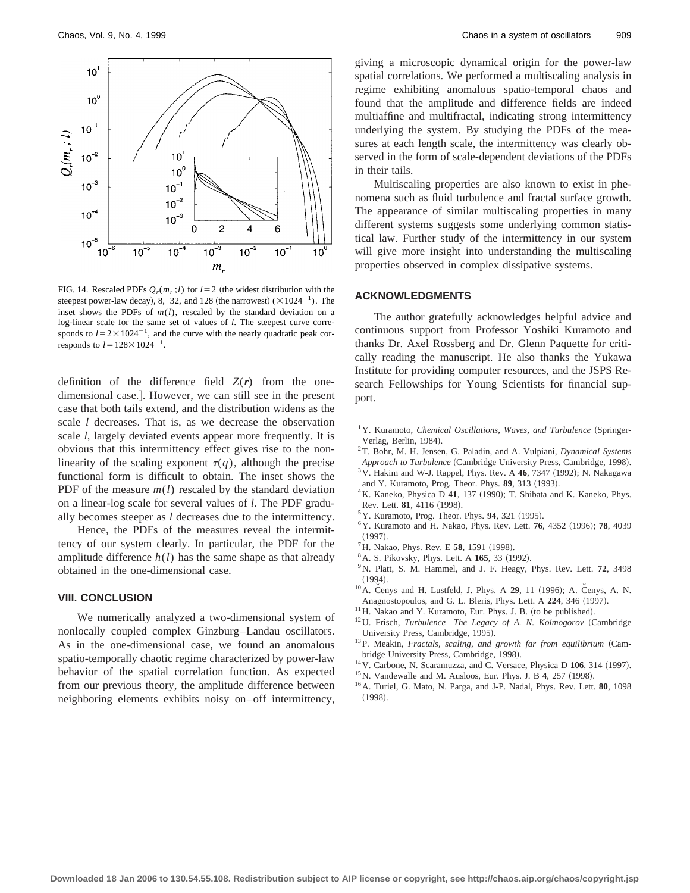$10^1$
$10^0$
$10^{-1}$
$10^{-2}$
$10^{-3}$
$10^{-4}$
$10^{-5}$
$Q_r(m_r;l)$
$10^{-6}$ $10^{-5}$ $10^{-4}$ $10^{-3}$ $10^{-2}$ $10^{-1}$ $10^0$
$m_r$

$10^1$
$10^0$
$10^{-1}$
$10^{-2}$
$10^{-3}$
0 2 4 6

FIG. 14. Rescaled PDFs $Q_r(m_r;l)$ for $l=2$ (the widest distribution with the steepest power-law decay), 8, 32, and 128 (the narrowest) $(\times 1024^{-1})$. The inset shows the PDFs of $m(l)$, rescaled by the standard deviation on a log-linear scale for the same set of values of $l$. The steepest curve corresponds to $l=2\times 1024^{-1}$, and the curve with the nearly quadratic peak corresponds to $l=128\times 1024^{-1}$.

definition of the difference field $Z(\boldsymbol{r})$ from the one-dimensional case.]. However, we can still see in the present case that both tails extend, and the distribution widens as the scale $l$ decreases. That is, as we decrease the observation scale $l$, largely deviated events appear more frequently. It is obvious that this intermittency effect gives rise to the nonlinearity of the scaling exponent $\tau(q)$, although the precise functional form is difficult to obtain. The inset shows the PDF of the measure $m(l)$ rescaled by the standard deviation on a linear-log scale for several values of $l$. The PDF gradually becomes steeper as $l$ decreases due to the intermittency.

Hence, the PDFs of the measures reveal the intermittency of our system clearly. In particular, the PDF for the amplitude difference $h(l)$ has the same shape as that already obtained in the one-dimensional case.

## VIII. CONCLUSION

We numerically analyzed a two-dimensional system of nonlocally coupled complex Ginzburg–Landau oscillators. As in the one-dimensional case, we found an anomalous spatio-temporally chaotic regime characterized by power-law behavior of the spatial correlation function. As expected from our previous theory, the amplitude difference between neighboring elements exhibits noisy on–off intermittency, giving a microscopic dynamical origin for the power-law spatial correlations. We performed a multiscaling analysis in regime exhibiting anomalous spatio-temporal chaos and found that the amplitude and difference fields are indeed multiaffine and multifractal, indicating strong intermittency underlying the system. By studying the PDFs of the measures at each length scale, the intermittency was clearly observed in the form of scale-dependent deviations of the PDFs in their tails.

Multiscaling properties are also known to exist in phenomena such as fluid turbulence and fractal surface growth. The appearance of similar multiscaling properties in many different systems suggests some underlying common statistical law. Further study of the intermittency in our system will give more insight into understanding the multiscaling properties observed in complex dissipative systems.

## ACKNOWLEDGMENTS

The author gratefully acknowledges helpful advice and continuous support from Professor Yoshiki Kuramoto and thanks Dr. Axel Rossberg and Dr. Glenn Paquette for critically reading the manuscript. He also thanks the Yukawa Institute for providing computer resources, and the JSPS Research Fellowships for Young Scientists for financial support.

[1] Y. Kuramoto, *Chemical Oscillations, Waves, and Turbulence* (Springer-Verlag, Berlin, 1984).
[2] T. Bohr, M. H. Jensen, G. Paladin, and A. Vulpiani, *Dynamical Systems Approach to Turbulence* (Cambridge University Press, Cambridge, 1998).
[3] V. Hakim and W-J. Rappel, Phys. Rev. A **46**, 7347 (1992); N. Nakagawa and Y. Kuramoto, Prog. Theor. Phys. **89**, 313 (1993).
[4] K. Kaneko, Physica D **41**, 137 (1990); T. Shibata and K. Kaneko, Phys. Rev. Lett. **81**, 4116 (1998).
[5] Y. Kuramoto, Prog. Theor. Phys. **94**, 321 (1995).
[6] Y. Kuramoto and H. Nakao, Phys. Rev. Lett. **76**, 4352 (1996); **78**, 4039 (1997).
[7] H. Nakao, Phys. Rev. E **58**, 1591 (1998).
[8] A. S. Pikovsky, Phys. Lett. A **165**, 33 (1992).
[9] N. Platt, S. M. Hammel, and J. F. Heagy, Phys. Rev. Lett. **72**, 3498 (1994).
[10] A. Čenys and H. Lustfeld, J. Phys. A **29**, 11 (1996); A. Čenys, A. N. Anagnostopoulos, and G. L. Bleris, Phys. Lett. A **224**, 346 (1997).
[11] H. Nakao and Y. Kuramoto, Eur. Phys. J. B. (to be published).
[12] U. Frisch, *Turbulence—The Legacy of A. N. Kolmogorov* (Cambridge University Press, Cambridge, 1995).
[13] P. Meakin, *Fractals, scaling, and growth far from equilibrium* (Cambridge University Press, Cambridge, 1998).
[14] V. Carbone, N. Scaramuzza, and C. Versace, Physica D **106**, 314 (1997).
[15] N. Vandewalle and M. Ausloos, Eur. Phys. J. B **4**, 257 (1998).
[16] A. Turiel, G. Mato, N. Parga, and J-P. Nadal, Phys. Rev. Lett. **80**, 1098 (1998).